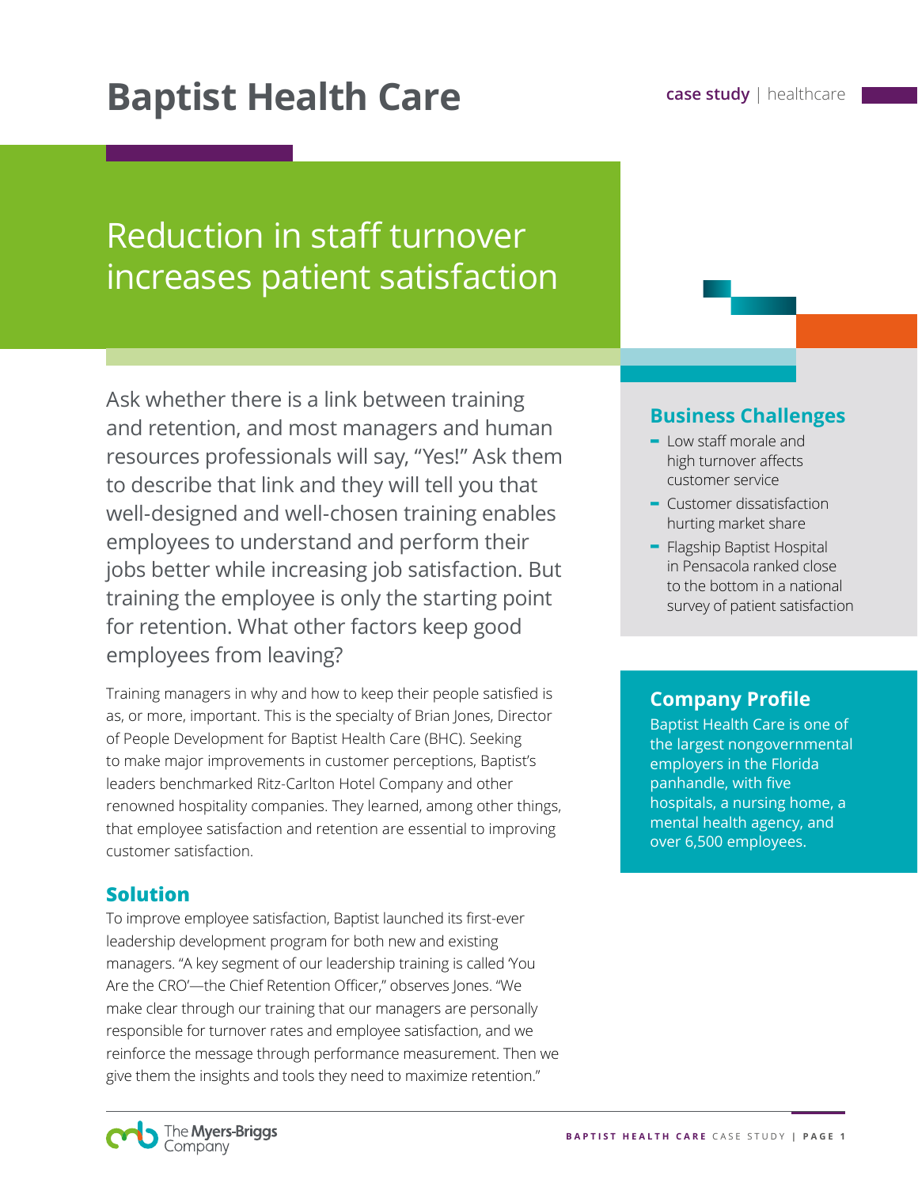# Baptist Health Care

**case study** | healthcare

## Reduction in staff turnover increases patient satisfaction

Ask whether there is a link between training and retention, and most managers and human resources professionals will say, "Yes!" Ask them to describe that link and they will tell you that well-designed and well-chosen training enables employees to understand and perform their jobs better while increasing job satisfaction. But training the employee is only the starting point for retention. What other factors keep good employees from leaving?

Training managers in why and how to keep their people satisfied is as, or more, important. This is the specialty of Brian Jones, Director of People Development for Baptist Health Care (BHC). Seeking to make major improvements in customer perceptions, Baptist's leaders benchmarked Ritz-Carlton Hotel Company and other renowned hospitality companies. They learned, among other things, that employee satisfaction and retention are essential to improving customer satisfaction.

### Solution

To improve employee satisfaction, Baptist launched its first-ever leadership development program for both new and existing managers. "A key segment of our leadership training is called 'You Are the CRO'—the Chief Retention Officer," observes Jones. "We make clear through our training that our managers are personally responsible for turnover rates and employee satisfaction, and we reinforce the message through performance measurement. Then we give them the insights and tools they need to maximize retention."

### Business Challenges

- Low staff morale and high turnover affects customer service
- Customer dissatisfaction hurting market share
- Flagship Baptist Hospital in Pensacola ranked close to the bottom in a national survey of patient satisfaction

### Company Profile

Baptist Health Care is one of the largest nongovernmental employers in the Florida panhandle, with five hospitals, a nursing home, a mental health agency, and over 6,500 employees.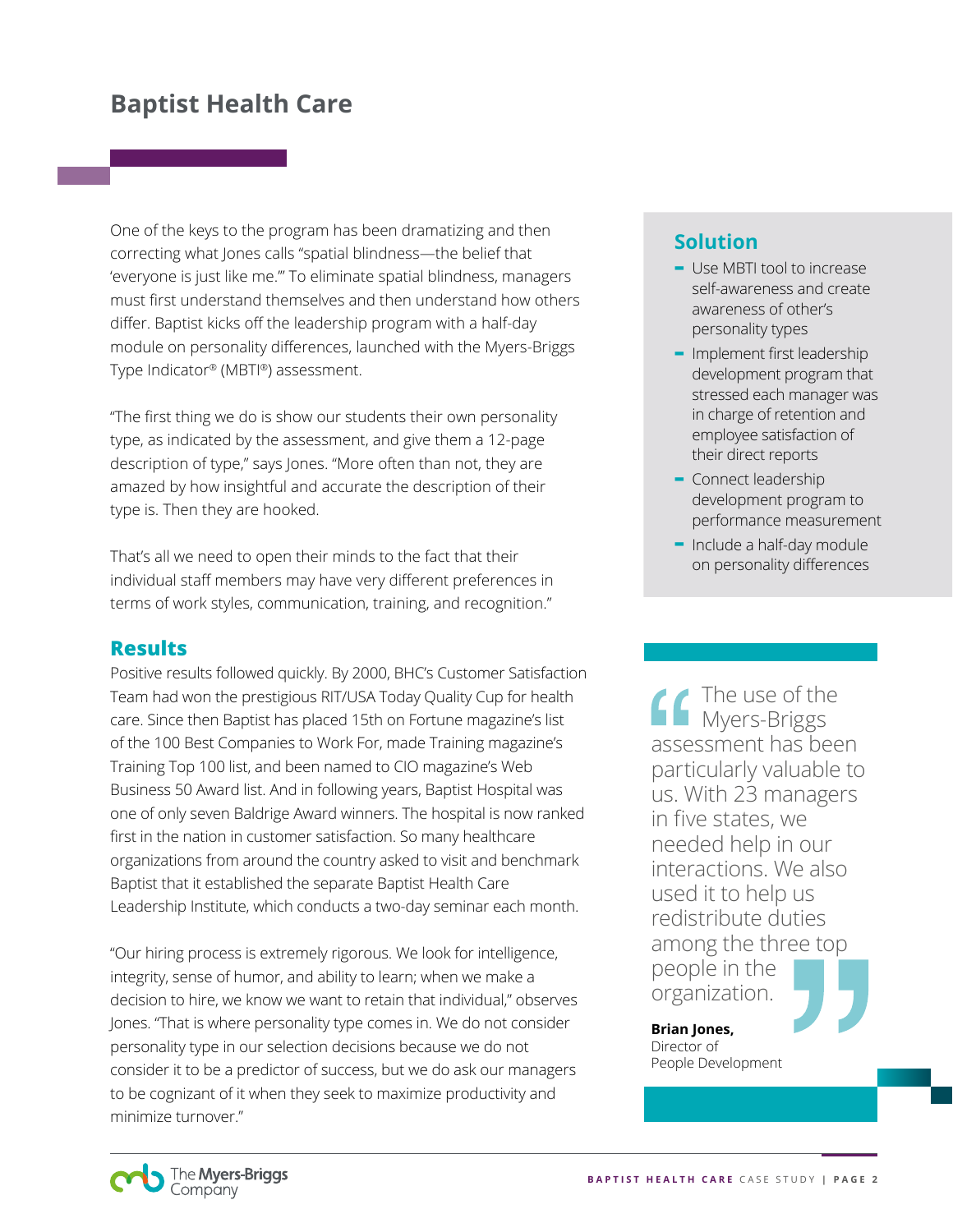# Baptist Health Care

One of the keys to the program has been dramatizing and then correcting what Jones calls "spatial blindness—the belief that 'everyone is just like me.'" To eliminate spatial blindness, managers must first understand themselves and then understand how others differ. Baptist kicks off the leadership program with a half-day module on personality differences, launched with the Myers-Briggs Type Indicator® (MBTI®) assessment.

"The first thing we do is show our students their own personality type, as indicated by the assessment, and give them a 12-page description of type," says Jones. "More often than not, they are amazed by how insightful and accurate the description of their type is. Then they are hooked.

That's all we need to open their minds to the fact that their individual staff members may have very different preferences in terms of work styles, communication, training, and recognition."

## Results

Positive results followed quickly. By 2000, BHC's Customer Satisfaction Team had won the prestigious RIT/USA Today Quality Cup for health care. Since then Baptist has placed 15th on Fortune magazine's list of the 100 Best Companies to Work For, made Training magazine's Training Top 100 list, and been named to CIO magazine's Web Business 50 Award list. And in following years, Baptist Hospital was one of only seven Baldrige Award winners. The hospital is now ranked first in the nation in customer satisfaction. So many healthcare organizations from around the country asked to visit and benchmark Baptist that it established the separate Baptist Health Care Leadership Institute, which conducts a two-day seminar each month.

"Our hiring process is extremely rigorous. We look for intelligence, integrity, sense of humor, and ability to learn; when we make a decision to hire, we know we want to retain that individual," observes Jones. "That is where personality type comes in. We do not consider personality type in our selection decisions because we do not consider it to be a predictor of success, but we do ask our managers to be cognizant of it when they seek to maximize productivity and minimize turnover."

## Solution

- Use MBTI tool to increase self-awareness and create awareness of other's personality types
- Implement first leadership development program that stressed each manager was in charge of retention and employee satisfaction of their direct reports
- Connect leadership development program to performance measurement
- Include a half-day module on personality differences

> "The use of the Myers-Briggs assessment has been particularly valuable to us. With 23 managers in five states, we needed help in our interactions. We also used it to help us redistribute duties among the three top people in the organization."
>
> **Brian Jones,**
> Director of People Development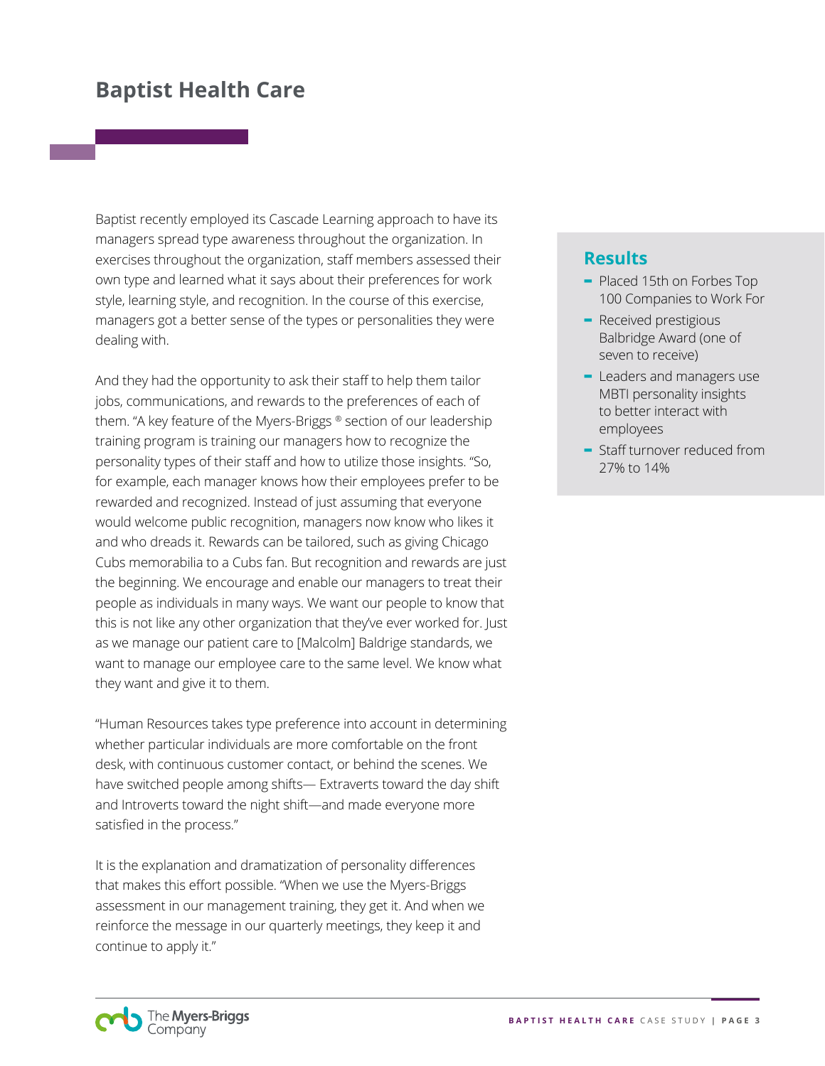# Baptist Health Care

Baptist recently employed its Cascade Learning approach to have its managers spread type awareness throughout the organization. In exercises throughout the organization, staff members assessed their own type and learned what it says about their preferences for work style, learning style, and recognition. In the course of this exercise, managers got a better sense of the types or personalities they were dealing with.

And they had the opportunity to ask their staff to help them tailor jobs, communications, and rewards to the preferences of each of them. "A key feature of the Myers-Briggs ® section of our leadership training program is training our managers how to recognize the personality types of their staff and how to utilize those insights. "So, for example, each manager knows how their employees prefer to be rewarded and recognized. Instead of just assuming that everyone would welcome public recognition, managers now know who likes it and who dreads it. Rewards can be tailored, such as giving Chicago Cubs memorabilia to a Cubs fan. But recognition and rewards are just the beginning. We encourage and enable our managers to treat their people as individuals in many ways. We want our people to know that this is not like any other organization that they've ever worked for. Just as we manage our patient care to [Malcolm] Baldrige standards, we want to manage our employee care to the same level. We know what they want and give it to them.

"Human Resources takes type preference into account in determining whether particular individuals are more comfortable on the front desk, with continuous customer contact, or behind the scenes. We have switched people among shifts— Extraverts toward the day shift and Introverts toward the night shift—and made everyone more satisfied in the process."

It is the explanation and dramatization of personality differences that makes this effort possible. "When we use the Myers-Briggs assessment in our management training, they get it. And when we reinforce the message in our quarterly meetings, they keep it and continue to apply it."

## Results

- Placed 15th on Forbes Top 100 Companies to Work For
- Received prestigious Balbridge Award (one of seven to receive)
- Leaders and managers use MBTI personality insights to better interact with employees
- Staff turnover reduced from 27% to 14%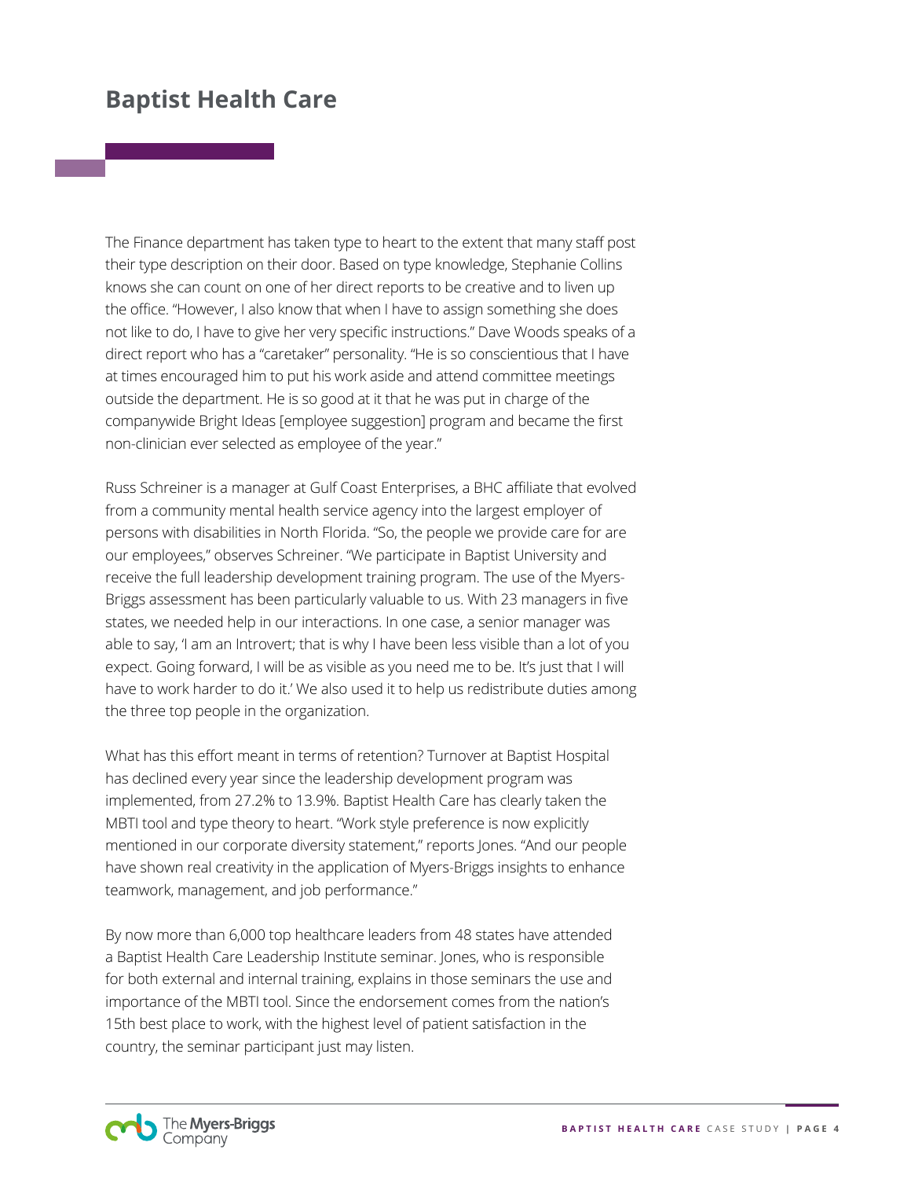# Baptist Health Care

The Finance department has taken type to heart to the extent that many staff post their type description on their door. Based on type knowledge, Stephanie Collins knows she can count on one of her direct reports to be creative and to liven up the office. "However, I also know that when I have to assign something she does not like to do, I have to give her very specific instructions." Dave Woods speaks of a direct report who has a "caretaker" personality. "He is so conscientious that I have at times encouraged him to put his work aside and attend committee meetings outside the department. He is so good at it that he was put in charge of the companywide Bright Ideas [employee suggestion] program and became the first non-clinician ever selected as employee of the year."

Russ Schreiner is a manager at Gulf Coast Enterprises, a BHC affiliate that evolved from a community mental health service agency into the largest employer of persons with disabilities in North Florida. "So, the people we provide care for are our employees," observes Schreiner. "We participate in Baptist University and receive the full leadership development training program. The use of the Myers-Briggs assessment has been particularly valuable to us. With 23 managers in five states, we needed help in our interactions. In one case, a senior manager was able to say, 'I am an Introvert; that is why I have been less visible than a lot of you expect. Going forward, I will be as visible as you need me to be. It's just that I will have to work harder to do it.' We also used it to help us redistribute duties among the three top people in the organization.

What has this effort meant in terms of retention? Turnover at Baptist Hospital has declined every year since the leadership development program was implemented, from 27.2% to 13.9%. Baptist Health Care has clearly taken the MBTI tool and type theory to heart. "Work style preference is now explicitly mentioned in our corporate diversity statement," reports Jones. "And our people have shown real creativity in the application of Myers-Briggs insights to enhance teamwork, management, and job performance."

By now more than 6,000 top healthcare leaders from 48 states have attended a Baptist Health Care Leadership Institute seminar. Jones, who is responsible for both external and internal training, explains in those seminars the use and importance of the MBTI tool. Since the endorsement comes from the nation's 15th best place to work, with the highest level of patient satisfaction in the country, the seminar participant just may listen.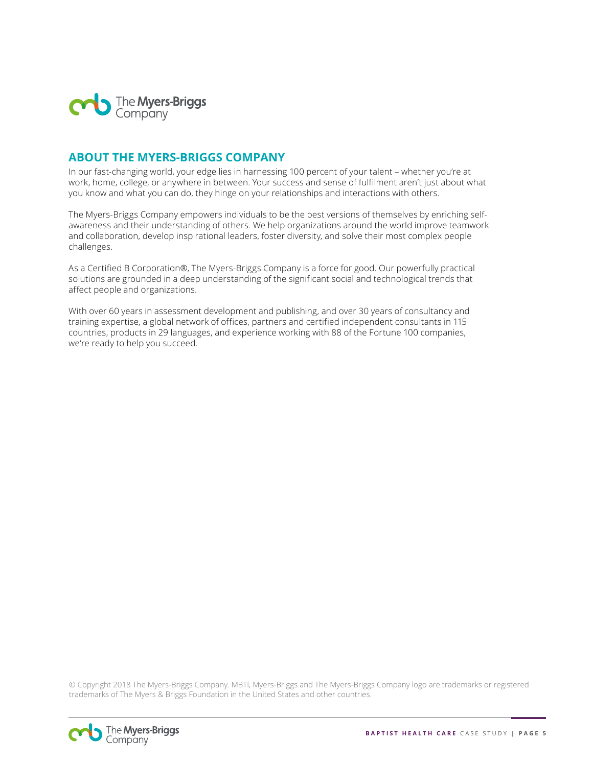## ABOUT THE MYERS-BRIGGS COMPANY

In our fast-changing world, your edge lies in harnessing 100 percent of your talent – whether you're at work, home, college, or anywhere in between. Your success and sense of fulfilment aren't just about what you know and what you can do, they hinge on your relationships and interactions with others.

The Myers-Briggs Company empowers individuals to be the best versions of themselves by enriching self-awareness and their understanding of others. We help organizations around the world improve teamwork and collaboration, develop inspirational leaders, foster diversity, and solve their most complex people challenges.

As a Certified B Corporation®, The Myers-Briggs Company is a force for good. Our powerfully practical solutions are grounded in a deep understanding of the significant social and technological trends that affect people and organizations.

With over 60 years in assessment development and publishing, and over 30 years of consultancy and training expertise, a global network of offices, partners and certified independent consultants in 115 countries, products in 29 languages, and experience working with 88 of the Fortune 100 companies, we're ready to help you succeed.

© Copyright 2018 The Myers-Briggs Company. MBTI, Myers-Briggs and The Myers-Briggs Company logo are trademarks or registered trademarks of The Myers & Briggs Foundation in the United States and other countries.